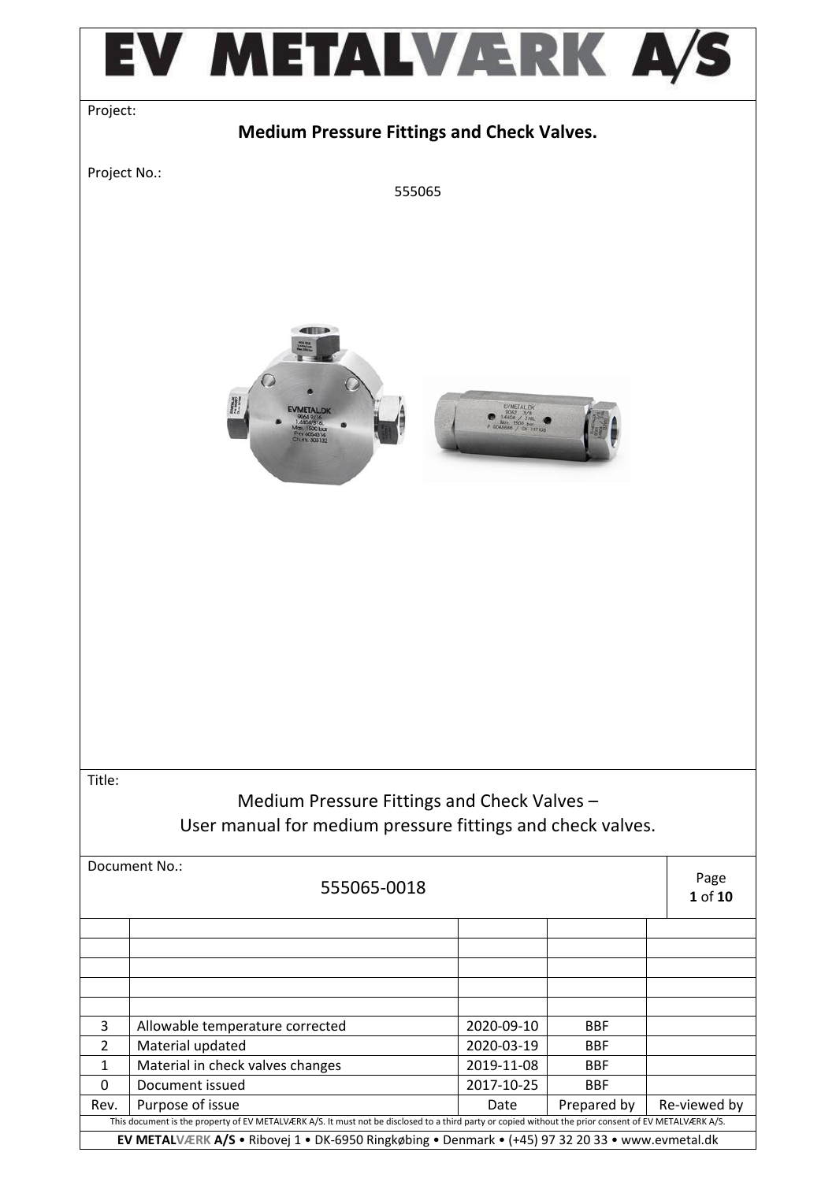# EV METALVÆRK A/S

Project:

**Medium Pressure Fittings and Check Valves.**

Project No.:

555065

Title:

Medium Pressure Fittings and Check Valves –
User manual for medium pressure fittings and check valves.

Document No.:

555065-0018

| Rev. | Purpose of issue | Date | Prepared by | Re-viewed by |
|---|---|---|---|---|
| 3 | Allowable temperature corrected | 2020-09-10 | BBF | |
| 2 | Material updated | 2020-03-19 | BBF | |
| 1 | Material in check valves changes | 2019-11-08 | BBF | |
| 0 | Document issued | 2017-10-25 | BBF | |

This document is the property of EV METALVÆRK A/S. It must not be disclosed to a third party or copied without the prior consent of EV METALVÆRK A/S.

**EV METALVÆRK A/S** • Ribovej 1 • DK-6950 Ringkøbing • Denmark • (+45) 97 32 20 33 • www.evmetal.dk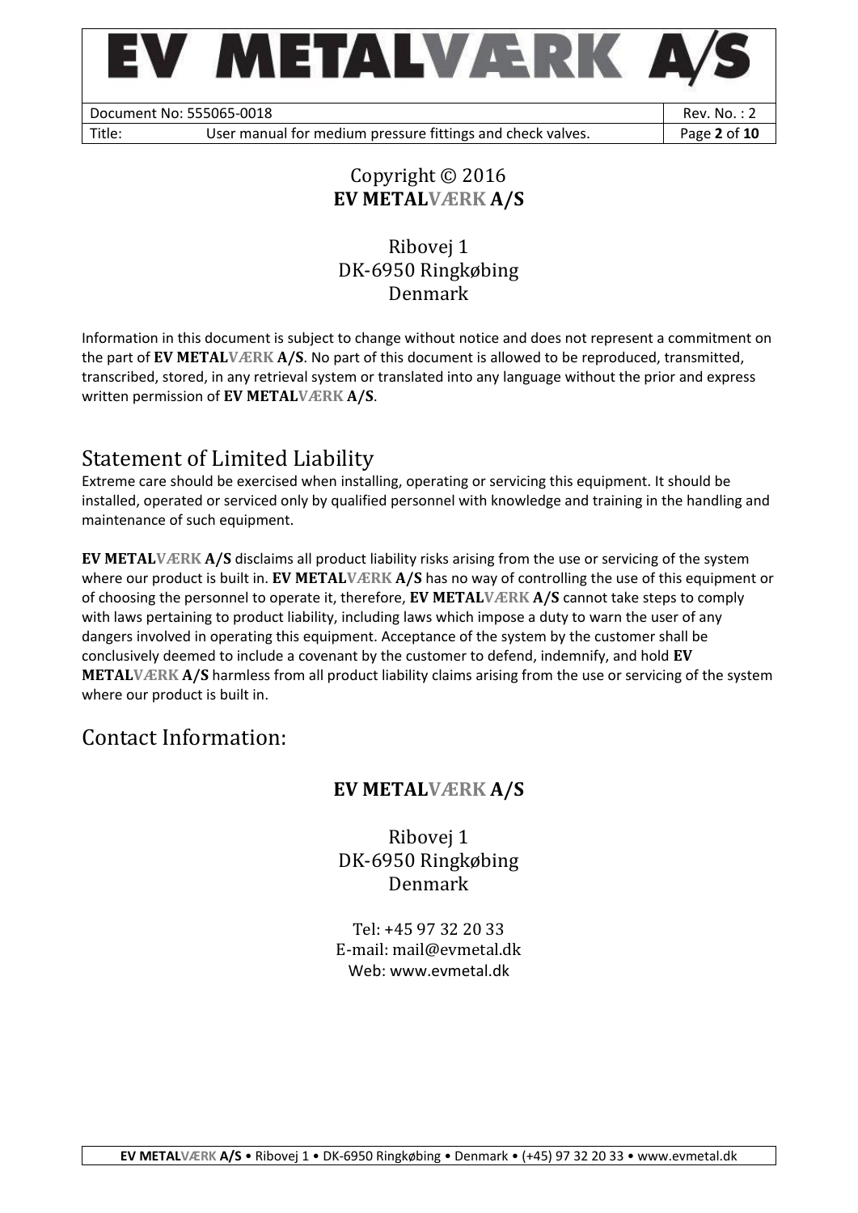Copyright © 2016
**EV METALVÆRK A/S**

Ribovej 1
DK-6950 Ringkøbing
Denmark

Information in this document is subject to change without notice and does not represent a commitment on the part of **EV METALVÆRK A/S**. No part of this document is allowed to be reproduced, transmitted, transcribed, stored, in any retrieval system or translated into any language without the prior and express written permission of **EV METALVÆRK A/S**.

# Statement of Limited Liability

Extreme care should be exercised when installing, operating or servicing this equipment. It should be installed, operated or serviced only by qualified personnel with knowledge and training in the handling and maintenance of such equipment.

**EV METALVÆRK A/S** disclaims all product liability risks arising from the use or servicing of the system where our product is built in. **EV METALVÆRK A/S** has no way of controlling the use of this equipment or of choosing the personnel to operate it, therefore, **EV METALVÆRK A/S** cannot take steps to comply with laws pertaining to product liability, including laws which impose a duty to warn the user of any dangers involved in operating this equipment. Acceptance of the system by the customer shall be conclusively deemed to include a covenant by the customer to defend, indemnify, and hold **EV METALVÆRK A/S** harmless from all product liability claims arising from the use or servicing of the system where our product is built in.

# Contact Information:

**EV METALVÆRK A/S**

Ribovej 1
DK-6950 Ringkøbing
Denmark

Tel: +45 97 32 20 33
E-mail: mail@evmetal.dk
Web: www.evmetal.dk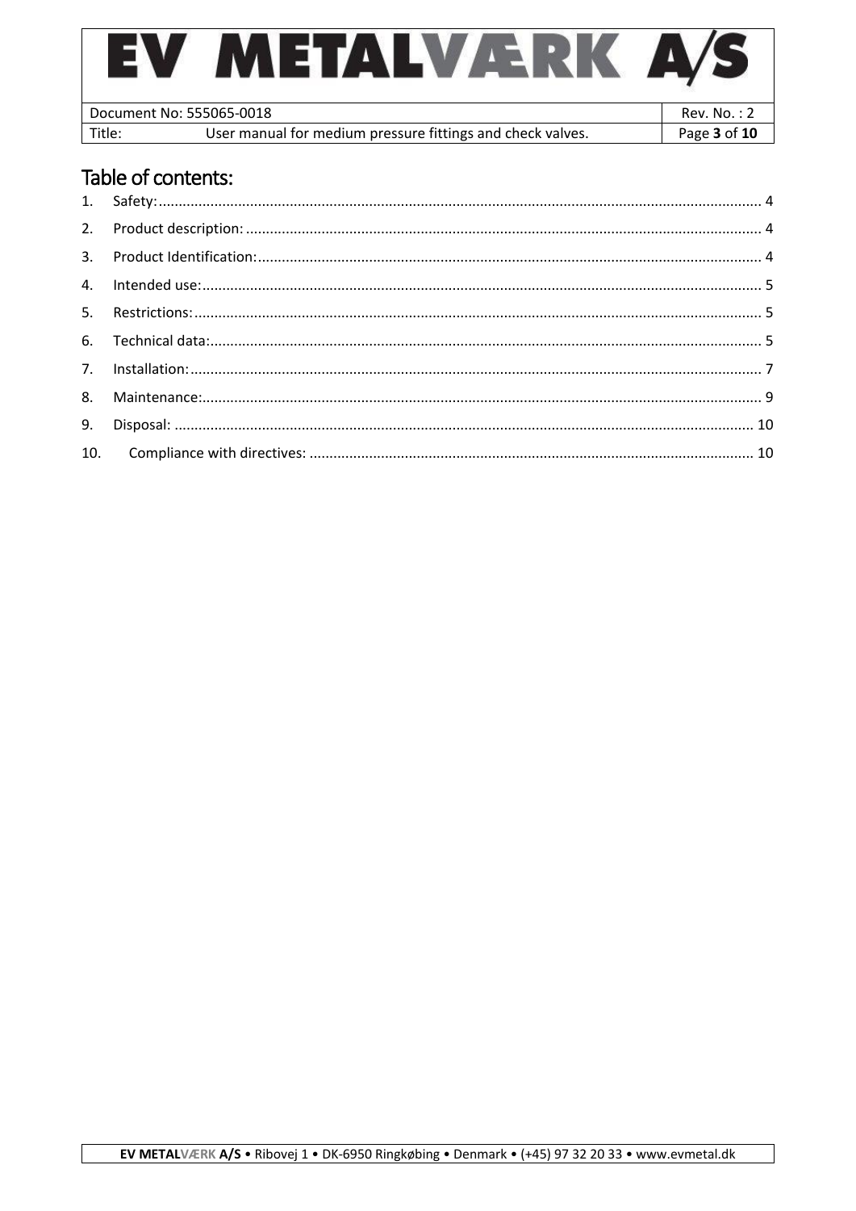## Table of contents:

1. Safety: 4
2. Product description: 4
3. Product Identification: 4
4. Intended use: 5
5. Restrictions: 5
6. Technical data: 5
7. Installation: 7
8. Maintenance: 9
9. Disposal: 10
10. Compliance with directives: 10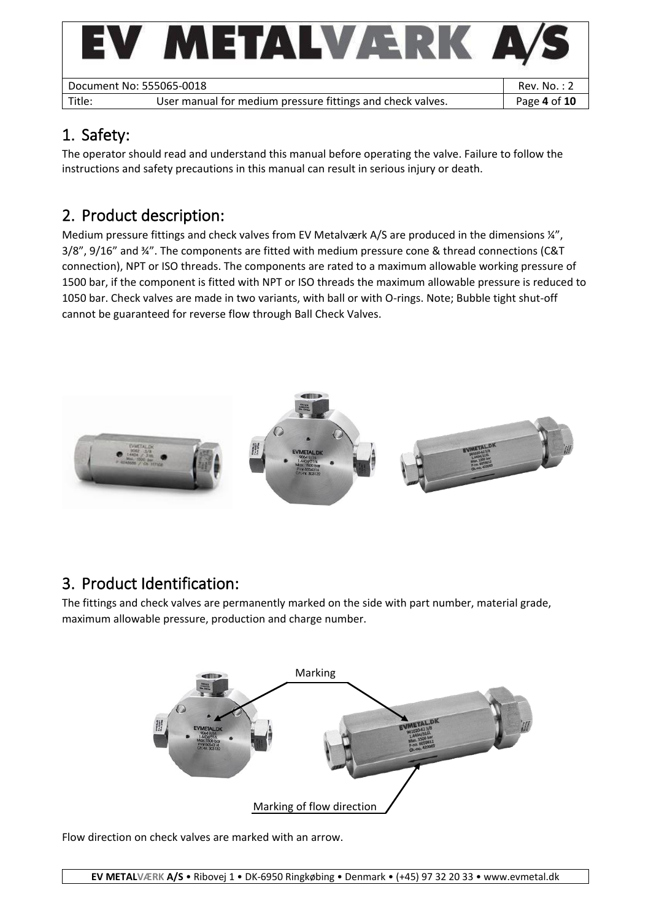## 1. Safety:

The operator should read and understand this manual before operating the valve. Failure to follow the instructions and safety precautions in this manual can result in serious injury or death.

## 2. Product description:

Medium pressure fittings and check valves from EV Metalværk A/S are produced in the dimensions ¼", 3/8", 9/16" and ¾". The components are fitted with medium pressure cone & thread connections (C&T connection), NPT or ISO threads. The components are rated to a maximum allowable working pressure of 1500 bar, if the component is fitted with NPT or ISO threads the maximum allowable pressure is reduced to 1050 bar. Check valves are made in two variants, with ball or with O-rings. Note; Bubble tight shut-off cannot be guaranteed for reverse flow through Ball Check Valves.

## 3. Product Identification:

The fittings and check valves are permanently marked on the side with part number, material grade, maximum allowable pressure, production and charge number.

Flow direction on check valves are marked with an arrow.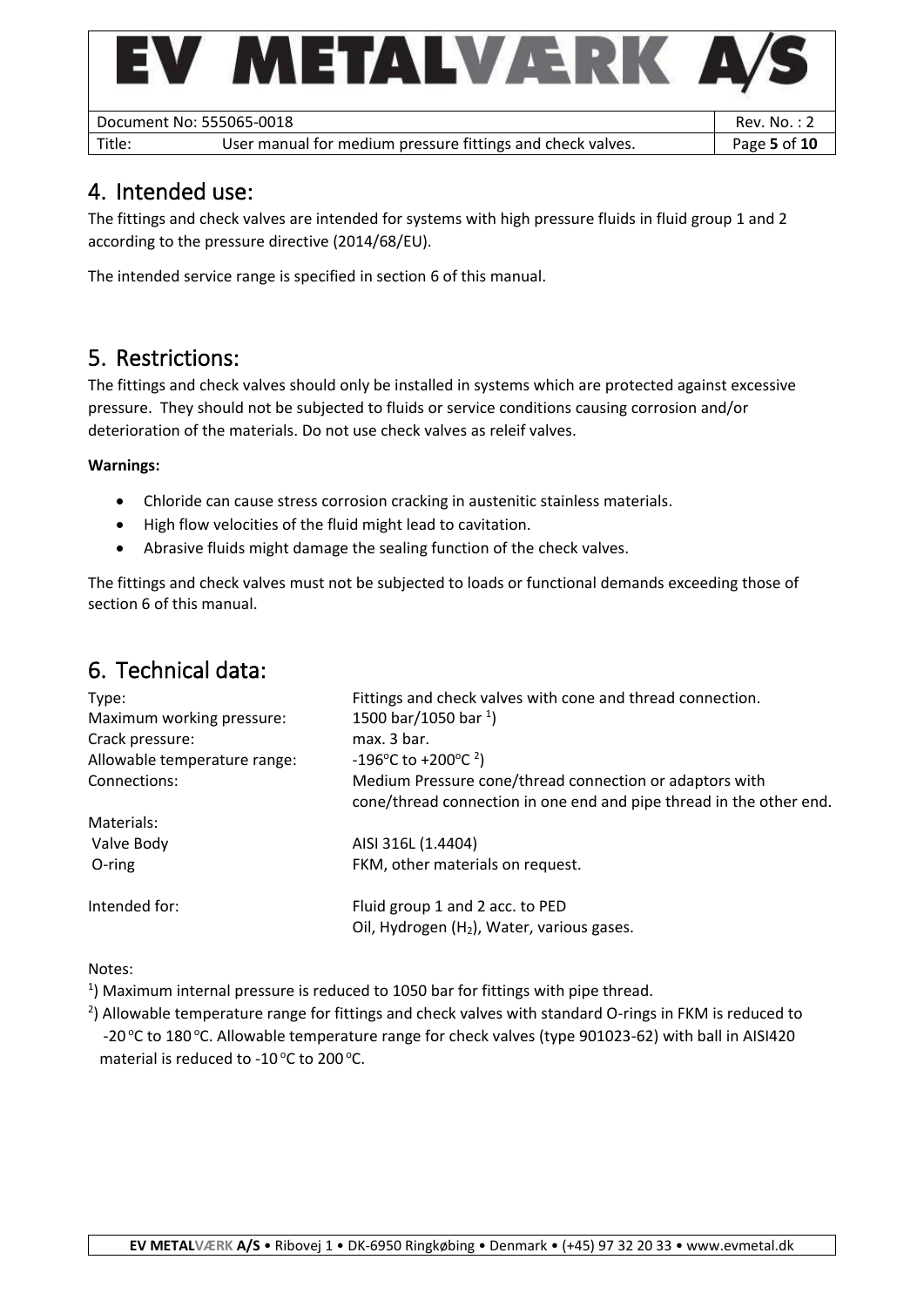## 4. Intended use:

The fittings and check valves are intended for systems with high pressure fluids in fluid group 1 and 2 according to the pressure directive (2014/68/EU).

The intended service range is specified in section 6 of this manual.

## 5. Restrictions:

The fittings and check valves should only be installed in systems which are protected against excessive pressure. They should not be subjected to fluids or service conditions causing corrosion and/or deterioration of the materials. Do not use check valves as releif valves.

**Warnings:**

- Chloride can cause stress corrosion cracking in austenitic stainless materials.
- High flow velocities of the fluid might lead to cavitation.
- Abrasive fluids might damage the sealing function of the check valves.

The fittings and check valves must not be subjected to loads or functional demands exceeding those of section 6 of this manual.

## 6. Technical data:

| | |
|---|---|
| Type: | Fittings and check valves with cone and thread connection. |
| Maximum working pressure: | 1500 bar/1050 bar [1]) |
| Crack pressure: | max. 3 bar. |
| Allowable temperature range: | -196°C to +200°C [2]) |
| Connections: | Medium Pressure cone/thread connection or adaptors with cone/thread connection in one end and pipe thread in the other end. |
| Materials: | |
| Valve Body | AISI 316L (1.4404) |
| O-ring | FKM, other materials on request. |
| Intended for: | Fluid group 1 and 2 acc. to PED<br>Oil, Hydrogen ($H_2$), Water, various gases. |

Notes:

[1]) Maximum internal pressure is reduced to 1050 bar for fittings with pipe thread.

[2]) Allowable temperature range for fittings and check valves with standard O-rings in FKM is reduced to -20 °C to 180 °C. Allowable temperature range for check valves (type 901023-62) with ball in AISI420 material is reduced to -10 °C to 200 °C.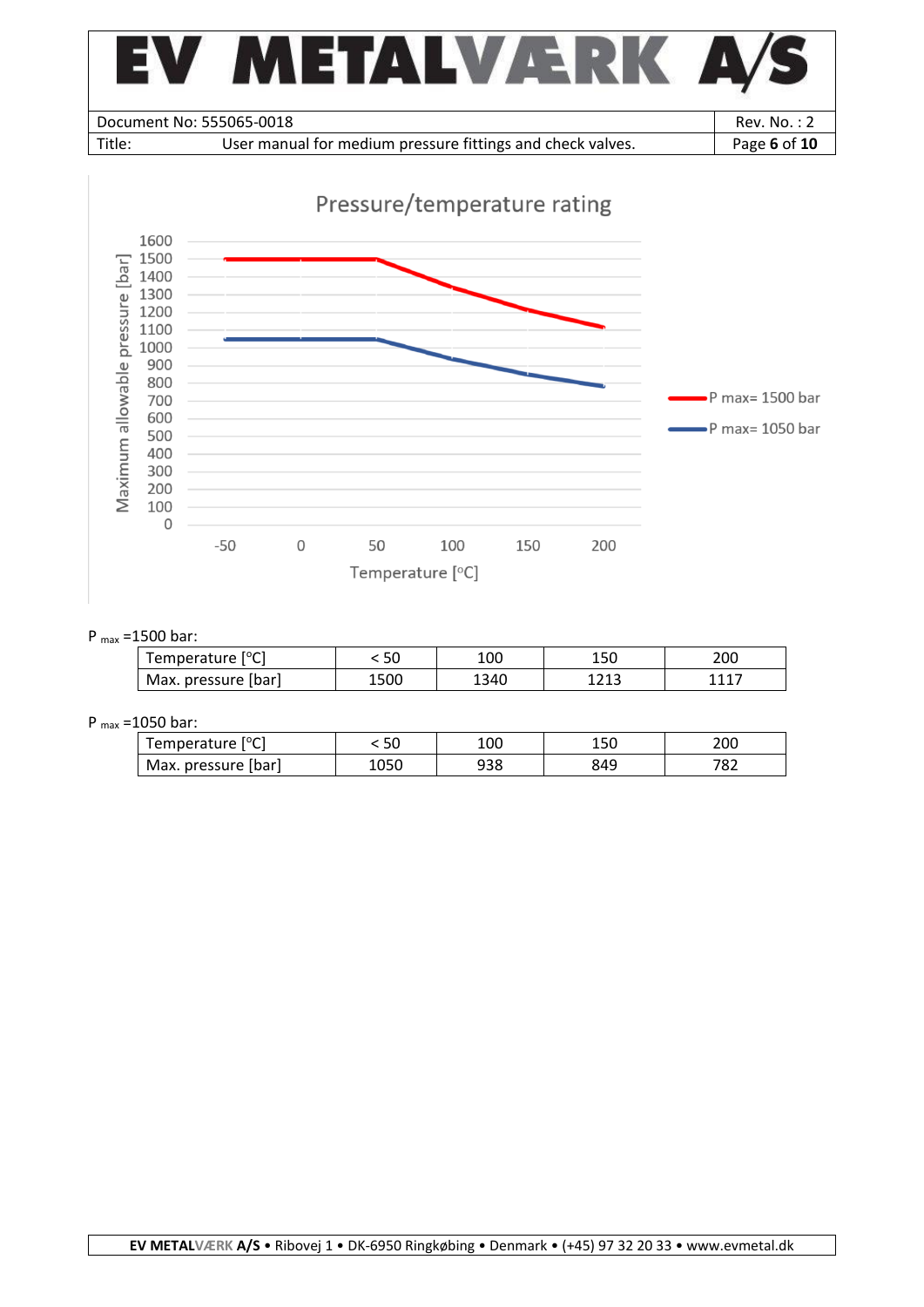Pressure/temperature rating

P $_{max}$ =1500 bar:

| Temperature [°C] | < 50 | 100 | 150 | 200 |
|---|---|---|---|---|
| Max. pressure [bar] | 1500 | 1340 | 1213 | 1117 |

P $_{max}$ =1050 bar:

| Temperature [°C] | < 50 | 100 | 150 | 200 |
|---|---|---|---|---|
| Max. pressure [bar] | 1050 | 938 | 849 | 782 |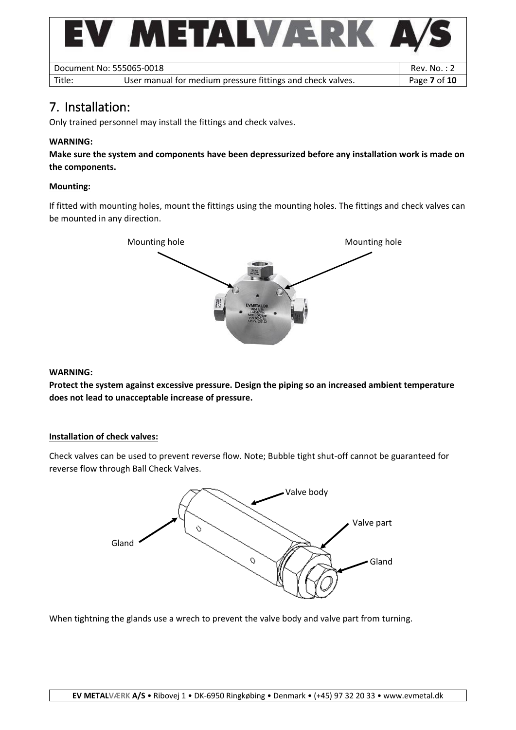# 7. Installation:

Only trained personnel may install the fittings and check valves.

**WARNING:**

**Make sure the system and components have been depressurized before any installation work is made on the components.**

**Mounting:**

If fitted with mounting holes, mount the fittings using the mounting holes. The fittings and check valves can be mounted in any direction.

Mounting hole    Mounting hole

**WARNING:**

**Protect the system against excessive pressure. Design the piping so an increased ambient temperature does not lead to unacceptable increase of pressure.**

**Installation of check valves:**

Check valves can be used to prevent reverse flow. Note; Bubble tight shut-off cannot be guaranteed for reverse flow through Ball Check Valves.

Valve body

Valve part

Gland

Gland

When tightning the glands use a wrech to prevent the valve body and valve part from turning.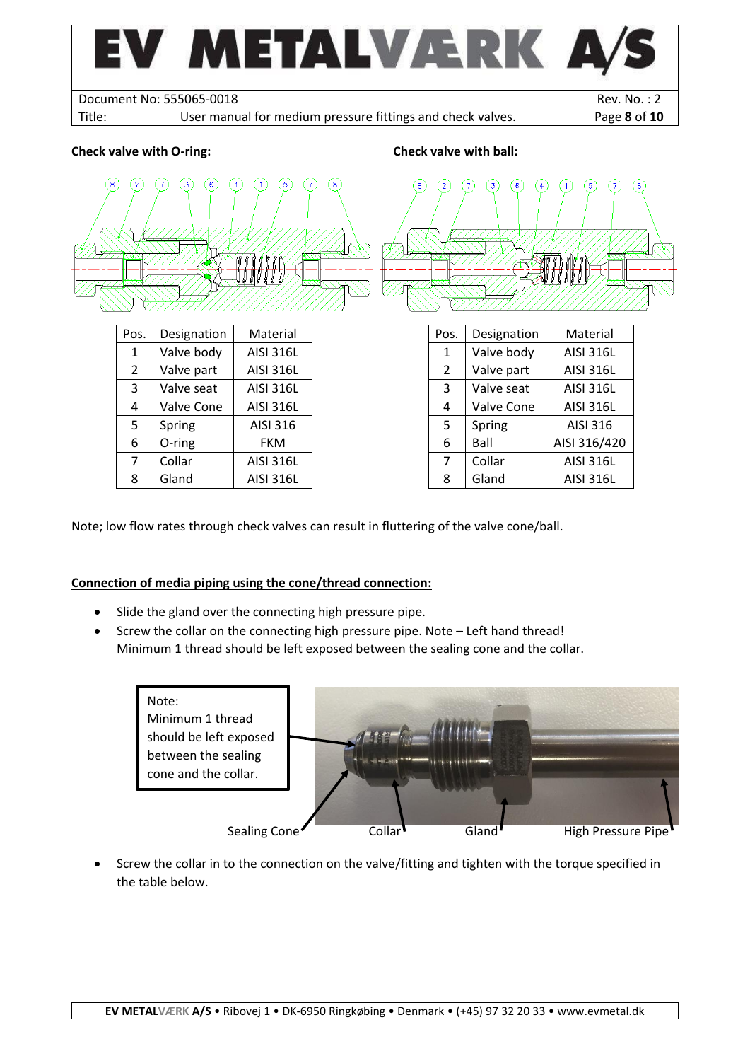**Check valve with O-ring:**

| Pos. | Designation | Material |
|---|---|---|
| 1 | Valve body | AISI 316L |
| 2 | Valve part | AISI 316L |
| 3 | Valve seat | AISI 316L |
| 4 | Valve Cone | AISI 316L |
| 5 | Spring | AISI 316 |
| 6 | O-ring | FKM |
| 7 | Collar | AISI 316L |
| 8 | Gland | AISI 316L |

**Check valve with ball:**

| Pos. | Designation | Material |
|---|---|---|
| 1 | Valve body | AISI 316L |
| 2 | Valve part | AISI 316L |
| 3 | Valve seat | AISI 316L |
| 4 | Valve Cone | AISI 316L |
| 5 | Spring | AISI 316 |
| 6 | Ball | AISI 316/420 |
| 7 | Collar | AISI 316L |
| 8 | Gland | AISI 316L |

Note; low flow rates through check valves can result in fluttering of the valve cone/ball.

**Connection of media piping using the cone/thread connection:**

- Slide the gland over the connecting high pressure pipe.
- Screw the collar on the connecting high pressure pipe. Note – Left hand thread!
  Minimum 1 thread should be left exposed between the sealing cone and the collar.

Note:
Minimum 1 thread should be left exposed between the sealing cone and the collar.

Sealing Cone — Collar — Gland — High Pressure Pipe

- Screw the collar in to the connection on the valve/fitting and tighten with the torque specified in the table below.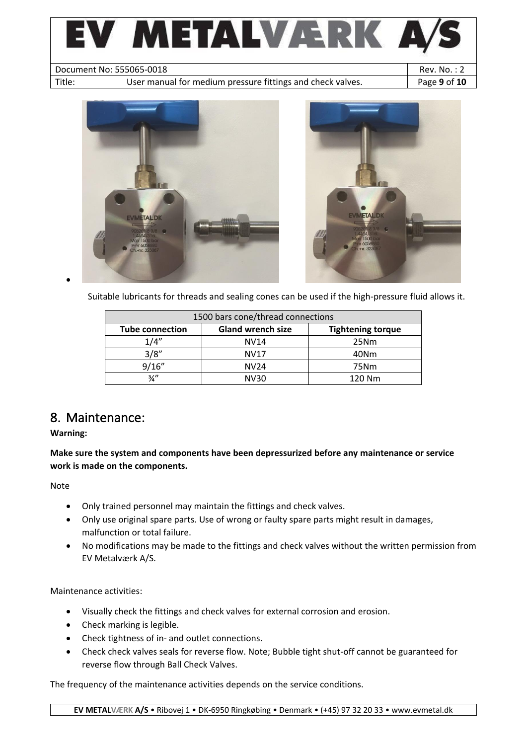- Suitable lubricants for threads and sealing cones can be used if the high-pressure fluid allows it.

| 1500 bars cone/thread connections | | |
|---|---|---|
| **Tube connection** | **Gland wrench size** | **Tightening torque** |
| 1/4" | NV14 | 25Nm |
| 3/8" | NV17 | 40Nm |
| 9/16" | NV24 | 75Nm |
| ¾" | NV30 | 120 Nm |

# 8. Maintenance:

**Warning:**

**Make sure the system and components have been depressurized before any maintenance or service work is made on the components.**

Note

- Only trained personnel may maintain the fittings and check valves.
- Only use original spare parts. Use of wrong or faulty spare parts might result in damages, malfunction or total failure.
- No modifications may be made to the fittings and check valves without the written permission from EV Metalværk A/S.

Maintenance activities:

- Visually check the fittings and check valves for external corrosion and erosion.
- Check marking is legible.
- Check tightness of in- and outlet connections.
- Check check valves seals for reverse flow. Note; Bubble tight shut-off cannot be guaranteed for reverse flow through Ball Check Valves.

The frequency of the maintenance activities depends on the service conditions.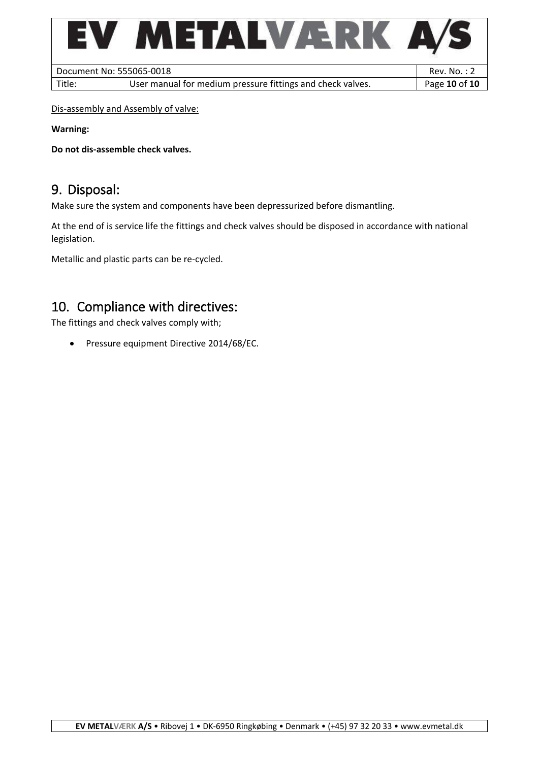Dis-assembly and Assembly of valve:

**Warning:**

**Do not dis-assemble check valves.**

## 9. Disposal:

Make sure the system and components have been depressurized before dismantling.

At the end of is service life the fittings and check valves should be disposed in accordance with national legislation.

Metallic and plastic parts can be re-cycled.

## 10. Compliance with directives:

The fittings and check valves comply with;

- Pressure equipment Directive 2014/68/EC.